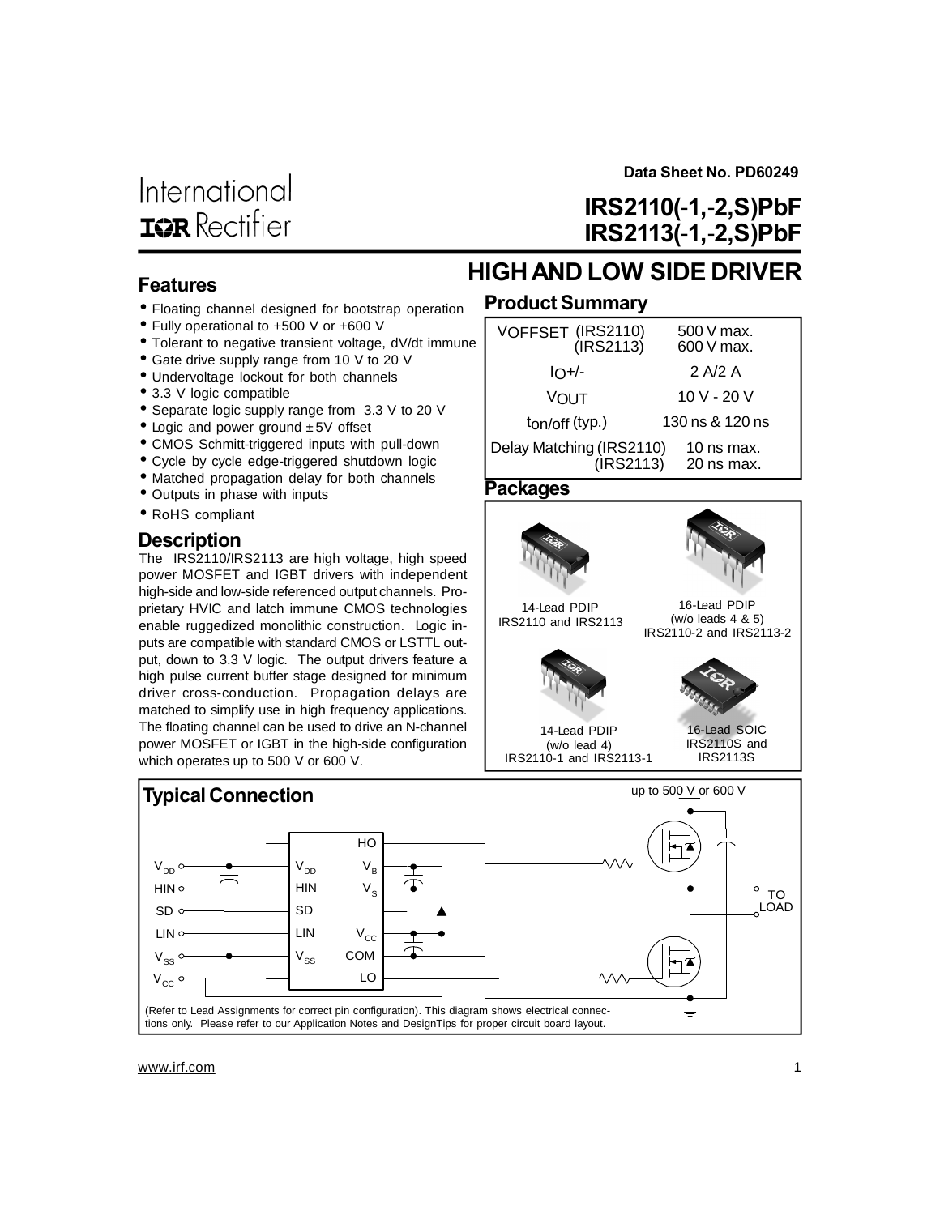Data Sheet No. PD60249

International IOR Rectifier

# IRS2110(-1,-2,S)PbF
# IRS2113(-1,-2,S)PbF

## HIGH AND LOW SIDE DRIVER

### Features

- Floating channel designed for bootstrap operation
- Fully operational to +500 V or +600 V
- Tolerant to negative transient voltage, dV/dt immune
- Gate drive supply range from 10 V to 20 V
- Undervoltage lockout for both channels
- 3.3 V logic compatible
- Separate logic supply range from 3.3 V to 20 V
- Logic and power ground ± 5V offset
- CMOS Schmitt-triggered inputs with pull-down
- Cycle by cycle edge-triggered shutdown logic
- Matched propagation delay for both channels
- Outputs in phase with inputs
- RoHS compliant

### Description

The IRS2110/IRS2113 are high voltage, high speed power MOSFET and IGBT drivers with independent high-side and low-side referenced output channels. Proprietary HVIC and latch immune CMOS technologies enable ruggedized monolithic construction. Logic inputs are compatible with standard CMOS or LSTTL output, down to 3.3 V logic. The output drivers feature a high pulse current buffer stage designed for minimum driver cross-conduction. Propagation delays are matched to simplify use in high frequency applications. The floating channel can be used to drive an N-channel power MOSFET or IGBT in the high-side configuration which operates up to 500 V or 600 V.

### Product Summary

| Parameter | Value |
| --- | --- |
| $V_{OFFSET}$ (IRS2110) | 500 V max. |
| (IRS2113) | 600 V max. |
| $I_O$+/- | 2 A/2 A |
| $V_{OUT}$ | 10 V - 20 V |
| $t_{on/off}$ (typ.) | 130 ns & 120 ns |
| Delay Matching (IRS2110) | 10 ns max. |
| (IRS2113) | 20 ns max. |

### Packages

14-Lead PDIP
IRS2110 and IRS2113

16-Lead PDIP
(w/o leads 4 & 5)
IRS2110-2 and IRS2113-2

14-Lead PDIP
(w/o lead 4)
IRS2110-1 and IRS2113-1

16-Lead SOIC
IRS2110S and IRS2113S

### Typical Connection

up to 500 V or 600 V

$V_{DD}$, HIN, SD, LIN, $V_{SS}$, $V_{CC}$ — HO, $V_B$, $V_S$, $V_{CC}$, COM, LO — TO LOAD

(Refer to Lead Assignments for correct pin configuration). This diagram shows electrical connections only. Please refer to our Application Notes and DesignTips for proper circuit board layout.

www.irf.com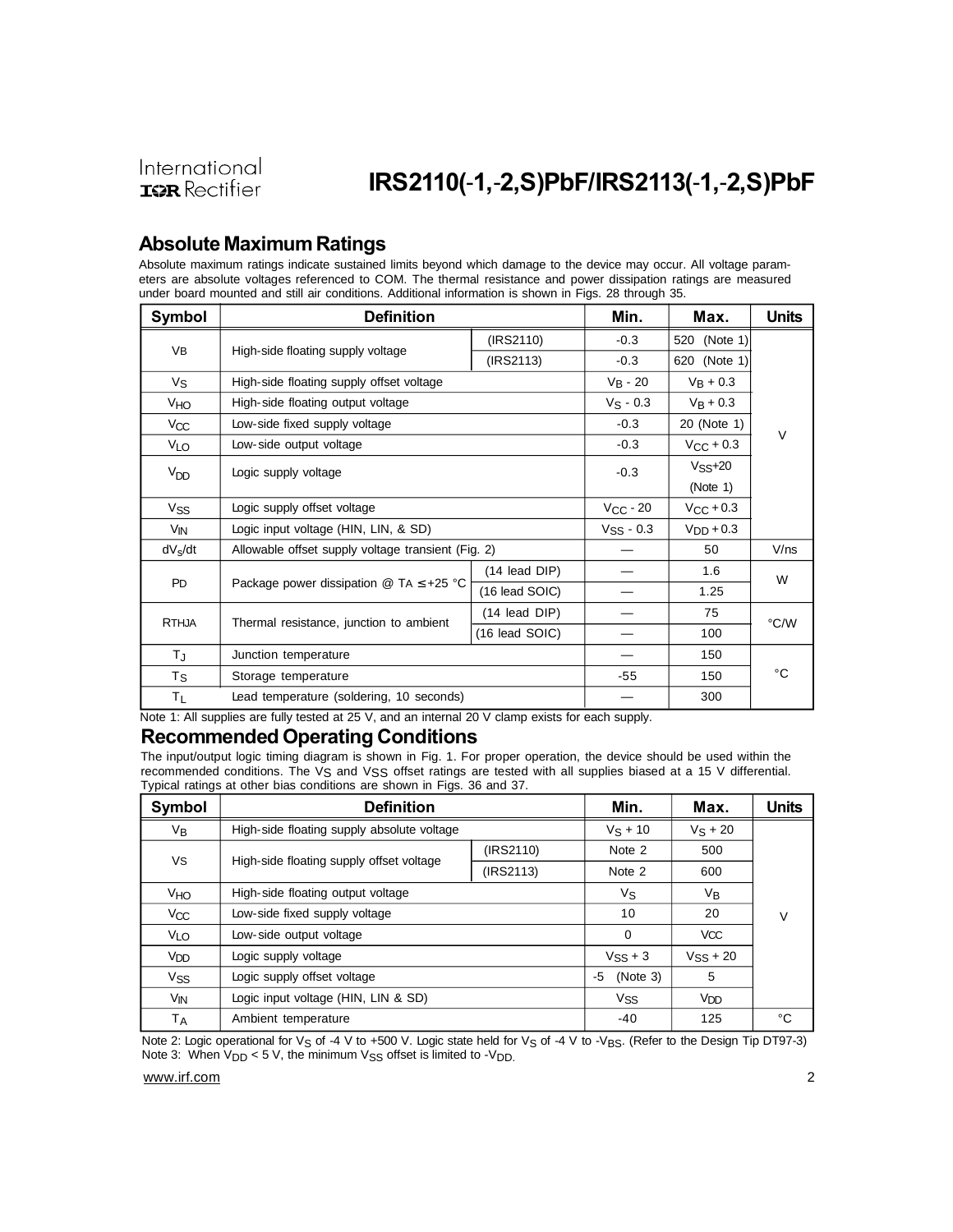## Absolute Maximum Ratings

Absolute maximum ratings indicate sustained limits beyond which damage to the device may occur. All voltage parameters are absolute voltages referenced to COM. The thermal resistance and power dissipation ratings are measured under board mounted and still air conditions. Additional information is shown in Figs. 28 through 35.

| Symbol | Definition | | Min. | Max. | Units |
|---|---|---|---|---|---|
| $V_B$ | High-side floating supply voltage | (IRS2110) | -0.3 | 520 (Note 1) | V |
| | | (IRS2113) | -0.3 | 620 (Note 1) | |
| $V_S$ | High-side floating supply offset voltage | | $V_B$ - 20 | $V_B$ + 0.3 | |
| $V_{HO}$ | High-side floating output voltage | | $V_S$ - 0.3 | $V_B$ + 0.3 | |
| $V_{CC}$ | Low-side fixed supply voltage | | -0.3 | 20 (Note 1) | |
| $V_{LO}$ | Low-side output voltage | | -0.3 | $V_{CC}$ + 0.3 | |
| $V_{DD}$ | Logic supply voltage | | -0.3 | $V_{SS}$+20 (Note 1) | |
| $V_{SS}$ | Logic supply offset voltage | | $V_{CC}$ - 20 | $V_{CC}$ + 0.3 | |
| $V_{IN}$ | Logic input voltage (HIN, LIN, & SD) | | $V_{SS}$ - 0.3 | $V_{DD}$ + 0.3 | |
| $dV_s/dt$ | Allowable offset supply voltage transient (Fig. 2) | | — | 50 | V/ns |
| $P_D$ | Package power dissipation @ $T_A \leq$ +25 °C | (14 lead DIP) | — | 1.6 | W |
| | | (16 lead SOIC) | — | 1.25 | |
| $R_{THJA}$ | Thermal resistance, junction to ambient | (14 lead DIP) | — | 75 | °C/W |
| | | (16 lead SOIC) | — | 100 | |
| $T_J$ | Junction temperature | | — | 150 | °C |
| $T_S$ | Storage temperature | | -55 | 150 | |
| $T_L$ | Lead temperature (soldering, 10 seconds) | | — | 300 | |

Note 1: All supplies are fully tested at 25 V, and an internal 20 V clamp exists for each supply.

## Recommended Operating Conditions

The input/output logic timing diagram is shown in Fig. 1. For proper operation, the device should be used within the recommended conditions. The $V_S$ and $V_{SS}$ offset ratings are tested with all supplies biased at a 15 V differential. Typical ratings at other bias conditions are shown in Figs. 36 and 37.

| Symbol | Definition | | Min. | Max. | Units |
|---|---|---|---|---|---|
| $V_B$ | High-side floating supply absolute voltage | | $V_S$ + 10 | $V_S$ + 20 | V |
| $V_S$ | High-side floating supply offset voltage | (IRS2110) | Note 2 | 500 | |
| | | (IRS2113) | Note 2 | 600 | |
| $V_{HO}$ | High-side floating output voltage | | $V_S$ | $V_B$ | |
| $V_{CC}$ | Low-side fixed supply voltage | | 10 | 20 | |
| $V_{LO}$ | Low-side output voltage | | 0 | $V_{CC}$ | |
| $V_{DD}$ | Logic supply voltage | | $V_{SS}$ + 3 | $V_{SS}$ + 20 | |
| $V_{SS}$ | Logic supply offset voltage | | -5 (Note 3) | 5 | |
| $V_{IN}$ | Logic input voltage (HIN, LIN & SD) | | $V_{SS}$ | $V_{DD}$ | |
| $T_A$ | Ambient temperature | | -40 | 125 | °C |

Note 2: Logic operational for $V_S$ of -4 V to +500 V. Logic state held for $V_S$ of -4 V to -$V_{BS}$. (Refer to the Design Tip DT97-3)
Note 3: When $V_{DD}$ < 5 V, the minimum $V_{SS}$ offset is limited to -$V_{DD}$.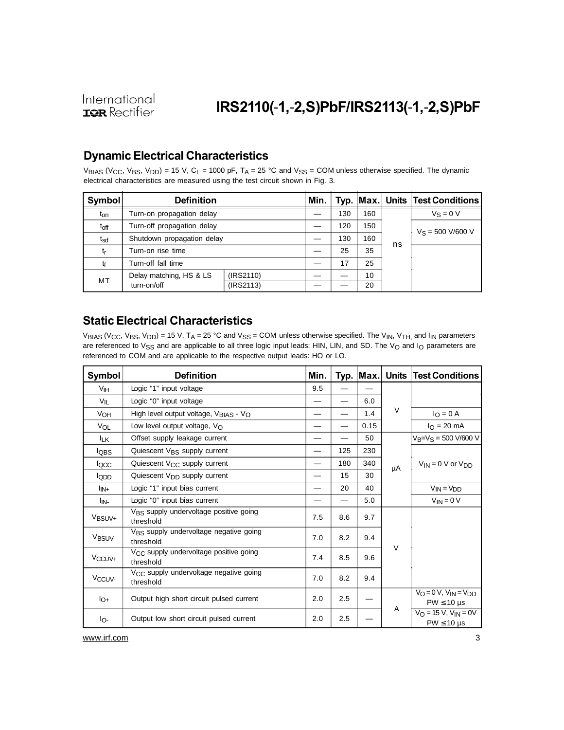## Dynamic Electrical Characteristics

$V_{BIAS}$ ($V_{CC}$, $V_{BS}$, $V_{DD}$) = 15 V, $C_L$ = 1000 pF, $T_A$ = 25 °C and $V_{SS}$ = COM unless otherwise specified. The dynamic electrical characteristics are measured using the test circuit shown in Fig. 3.

| Symbol | Definition | | Min. | Typ. | Max. | Units | Test Conditions |
|---|---|---|---|---|---|---|---|
| $t_{on}$ | Turn-on propagation delay | | — | 130 | 160 | ns | $V_S$ = 0 V |
| $t_{off}$ | Turn-off propagation delay | | — | 120 | 150 | | $V_S$ = 500 V/600 V |
| $t_{sd}$ | Shutdown propagation delay | | — | 130 | 160 | | |
| $t_r$ | Turn-on rise time | | — | 25 | 35 | | |
| $t_f$ | Turn-off fall time | | — | 17 | 25 | | |
| MT | Delay matching, HS & LS turn-on/off | (IRS2110) | — | — | 10 | | |
| | | (IRS2113) | — | — | 20 | | |

## Static Electrical Characteristics

$V_{BIAS}$ ($V_{CC}$, $V_{BS}$, $V_{DD}$) = 15 V, $T_A$ = 25 °C and $V_{SS}$ = COM unless otherwise specified. The $V_{IN}$, $V_{TH}$, and $I_{IN}$ parameters are referenced to $V_{SS}$ and are applicable to all three logic input leads: HIN, LIN, and SD. The $V_O$ and $I_O$ parameters are referenced to COM and are applicable to the respective output leads: HO or LO.

| Symbol | Definition | Min. | Typ. | Max. | Units | Test Conditions |
|---|---|---|---|---|---|---|
| $V_{IH}$ | Logic "1" input voltage | 9.5 | — | — | V | |
| $V_{IL}$ | Logic "0" input voltage | — | — | 6.0 | | |
| $V_{OH}$ | High level output voltage, $V_{BIAS}$ - $V_O$ | — | — | 1.4 | | $I_O$ = 0 A |
| $V_{OL}$ | Low level output voltage, $V_O$ | — | — | 0.15 | | $I_O$ = 20 mA |
| $I_{LK}$ | Offset supply leakage current | — | — | 50 | µA | $V_B$=$V_S$ = 500 V/600 V |
| $I_{QBS}$ | Quiescent $V_{BS}$ supply current | — | 125 | 230 | | $V_{IN}$ = 0 V or $V_{DD}$ |
| $I_{QCC}$ | Quiescent $V_{CC}$ supply current | — | 180 | 340 | | |
| $I_{QDD}$ | Quiescent $V_{DD}$ supply current | — | 15 | 30 | | |
| $I_{IN+}$ | Logic "1" input bias current | — | 20 | 40 | | $V_{IN}$ = $V_{DD}$ |
| $I_{IN-}$ | Logic "0" input bias current | — | — | 5.0 | | $V_{IN}$ = 0 V |
| $V_{BSUV+}$ | $V_{BS}$ supply undervoltage positive going threshold | 7.5 | 8.6 | 9.7 | V | |
| $V_{BSUV-}$ | $V_{BS}$ supply undervoltage negative going threshold | 7.0 | 8.2 | 9.4 | | |
| $V_{CCUV+}$ | $V_{CC}$ supply undervoltage positive going threshold | 7.4 | 8.5 | 9.6 | | |
| $V_{CCUV-}$ | $V_{CC}$ supply undervoltage negative going threshold | 7.0 | 8.2 | 9.4 | | |
| $I_{O+}$ | Output high short circuit pulsed current | 2.0 | 2.5 | — | A | $V_O$ = 0 V, $V_{IN}$ = $V_{DD}$ PW ≤ 10 µs |
| $I_{O-}$ | Output low short circuit pulsed current | 2.0 | 2.5 | — | | $V_O$ = 15 V, $V_{IN}$ = 0V PW ≤ 10 µs |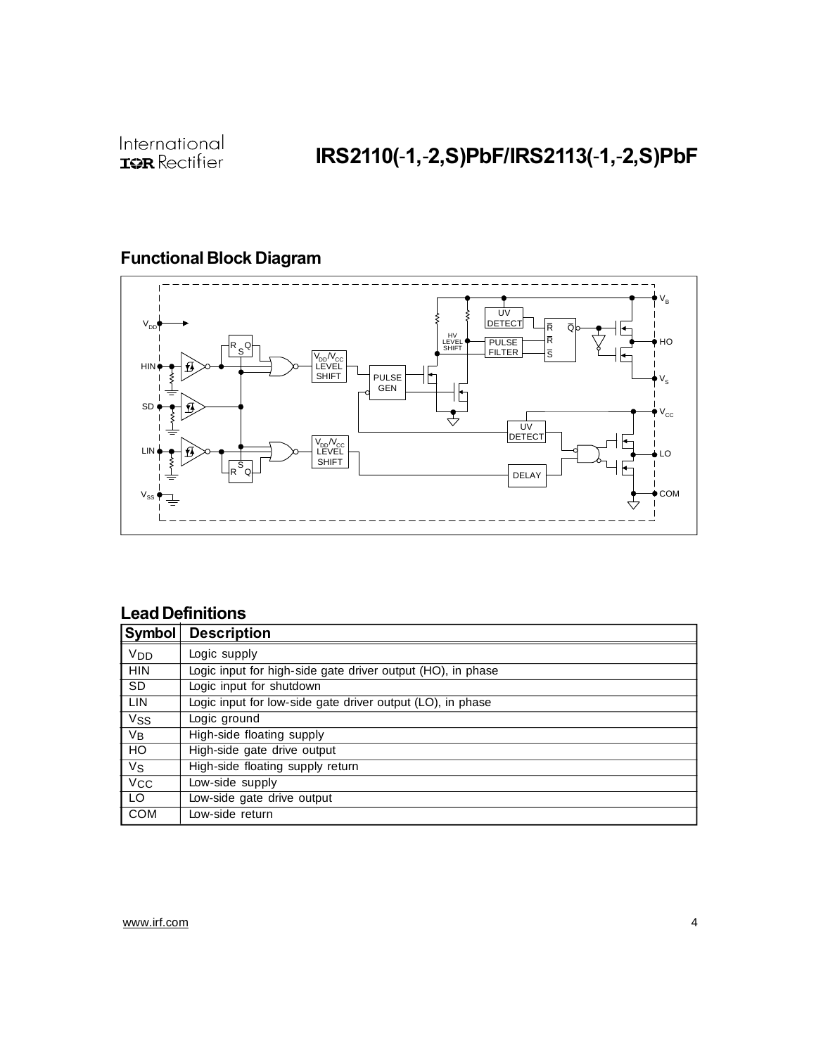## Functional Block Diagram

## Lead Definitions

| Symbol | Description |
|---|---|
| $V_{DD}$ | Logic supply |
| HIN | Logic input for high-side gate driver output (HO), in phase |
| SD | Logic input for shutdown |
| LIN | Logic input for low-side gate driver output (LO), in phase |
| $V_{SS}$ | Logic ground |
| $V_B$ | High-side floating supply |
| HO | High-side gate drive output |
| $V_S$ | High-side floating supply return |
| $V_{CC}$ | Low-side supply |
| LO | Low-side gate drive output |
| COM | Low-side return |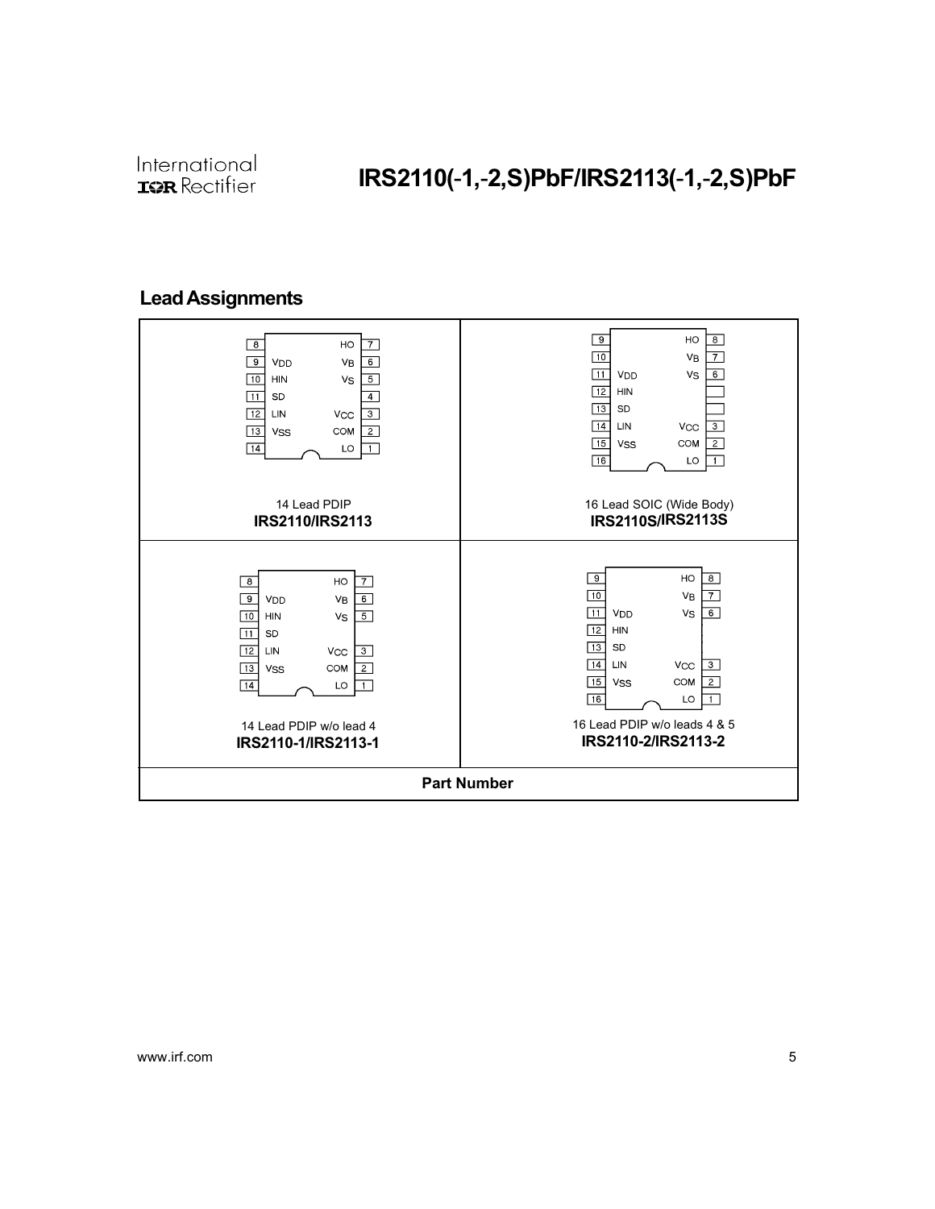## Lead Assignments

| | |
|---|---|
| 14 Lead PDIP<br>**IRS2110/IRS2113** | 16 Lead SOIC (Wide Body)<br>**IRS2110S/IRS2113S** |
| 14 Lead PDIP w/o lead 4<br>**IRS2110-1/IRS2113-1** | 16 Lead PDIP w/o leads 4 & 5<br>**IRS2110-2/IRS2113-2** |
| **Part Number** | |

**14 Lead PDIP — IRS2110/IRS2113**

| Pin | Name | Pin | Name |
|---|---|---|---|
| 8 | | 7 | HO |
| 9 | $V_{DD}$ | 6 | $V_B$ |
| 10 | HIN | 5 | $V_S$ |
| 11 | SD | 4 | |
| 12 | LIN | 3 | $V_{CC}$ |
| 13 | $V_{SS}$ | 2 | COM |
| 14 | | 1 | LO |

**16 Lead SOIC (Wide Body) — IRS2110S/IRS2113S**

| Pin | Name | Pin | Name |
|---|---|---|---|
| 9 | | 8 | HO |
| 10 | | 7 | $V_B$ |
| 11 | $V_{DD}$ | 6 | $V_S$ |
| 12 | HIN | 5 | |
| 13 | SD | 4 | |
| 14 | LIN | 3 | $V_{CC}$ |
| 15 | $V_{SS}$ | 2 | COM |
| 16 | | 1 | LO |

**14 Lead PDIP w/o lead 4 — IRS2110-1/IRS2113-1**

| Pin | Name | Pin | Name |
|---|---|---|---|
| 8 | | 7 | HO |
| 9 | $V_{DD}$ | 6 | $V_B$ |
| 10 | HIN | 5 | $V_S$ |
| 11 | SD | | |
| 12 | LIN | 3 | $V_{CC}$ |
| 13 | $V_{SS}$ | 2 | COM |
| 14 | | 1 | LO |

**16 Lead PDIP w/o leads 4 & 5 — IRS2110-2/IRS2113-2**

| Pin | Name | Pin | Name |
|---|---|---|---|
| 9 | | 8 | HO |
| 10 | | 7 | $V_B$ |
| 11 | $V_{DD}$ | 6 | $V_S$ |
| 12 | HIN | | |
| 13 | SD | | |
| 14 | LIN | 3 | $V_{CC}$ |
| 15 | $V_{SS}$ | 2 | COM |
| 16 | | 1 | LO |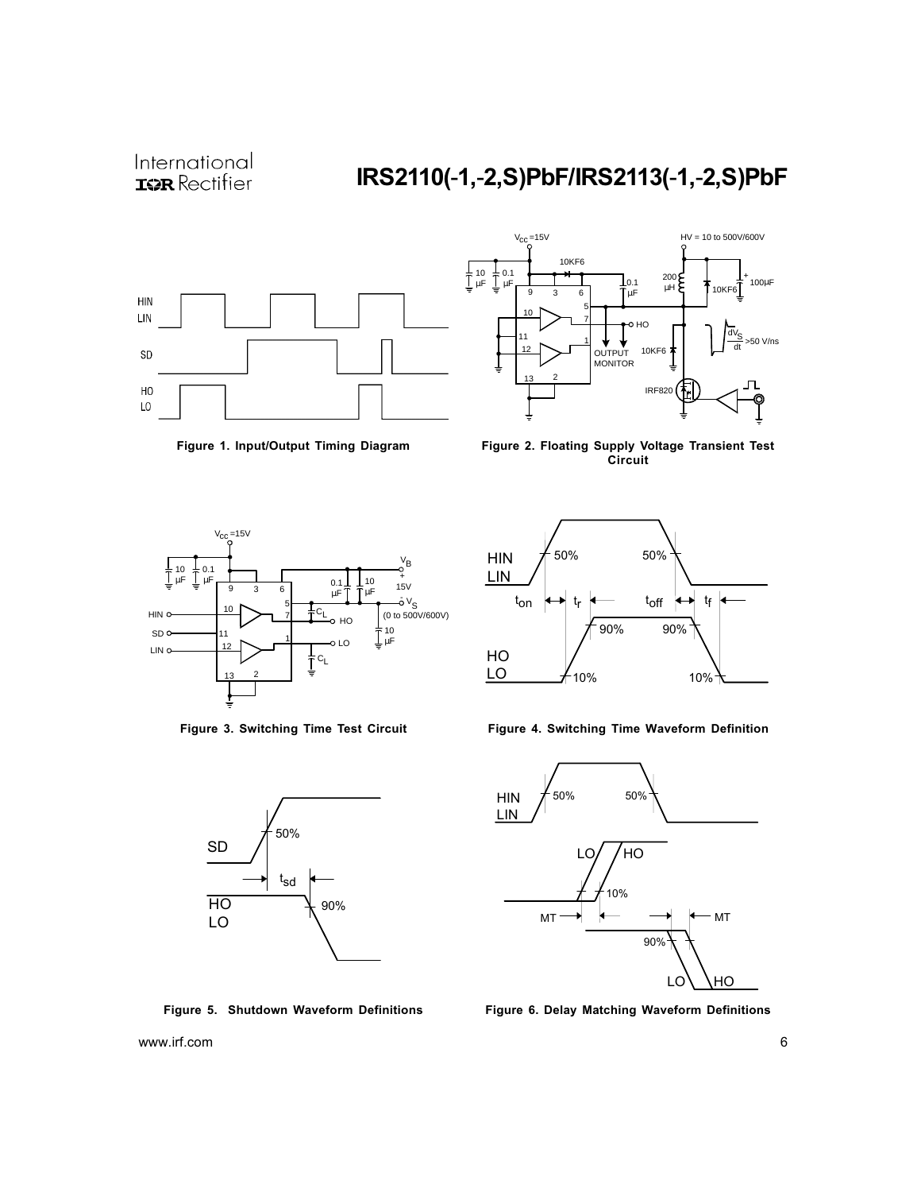Figure 1. Input/Output Timing Diagram

Figure 2. Floating Supply Voltage Transient Test Circuit

Figure 3. Switching Time Test Circuit

Figure 4. Switching Time Waveform Definition

Figure 5. Shutdown Waveform Definitions

Figure 6. Delay Matching Waveform Definitions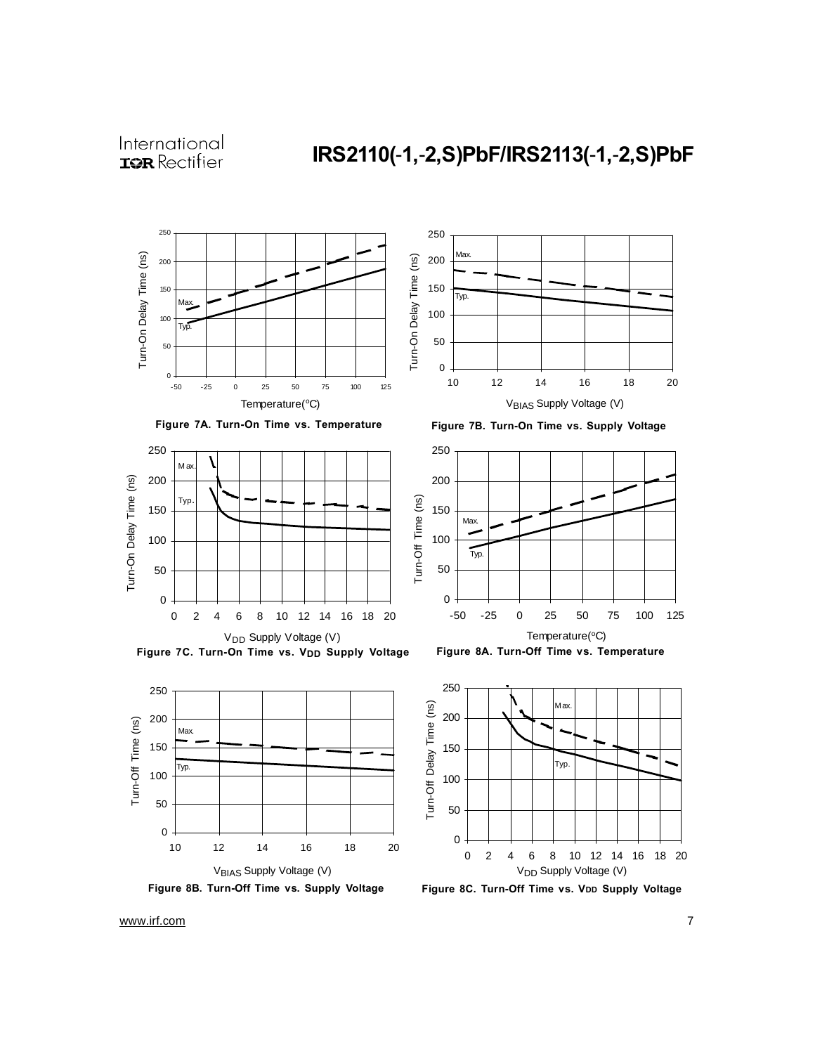Figure 7A. Turn-On Time vs. Temperature

Figure 7B. Turn-On Time vs. Supply Voltage

Figure 7C. Turn-On Time vs. $V_{DD}$ Supply Voltage

Figure 8A. Turn-Off Time vs. Temperature

Figure 8B. Turn-Off Time vs. Supply Voltage

Figure 8C. Turn-Off Time vs. $V_{DD}$ Supply Voltage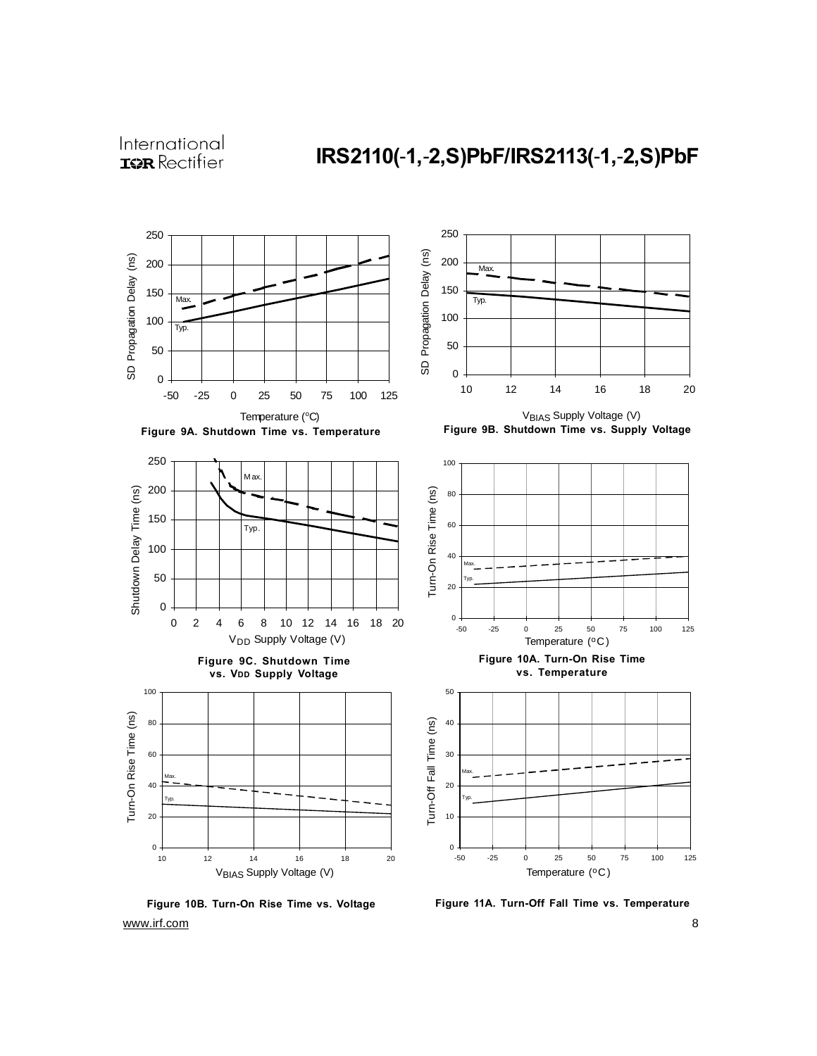Figure 9A. Shutdown Time vs. Temperature

Figure 9B. Shutdown Time vs. Supply Voltage

Figure 9C. Shutdown Time vs. $V_{DD}$ Supply Voltage

Figure 10A. Turn-On Rise Time vs. Temperature

Figure 10B. Turn-On Rise Time vs. Voltage

Figure 11A. Turn-Off Fall Time vs. Temperature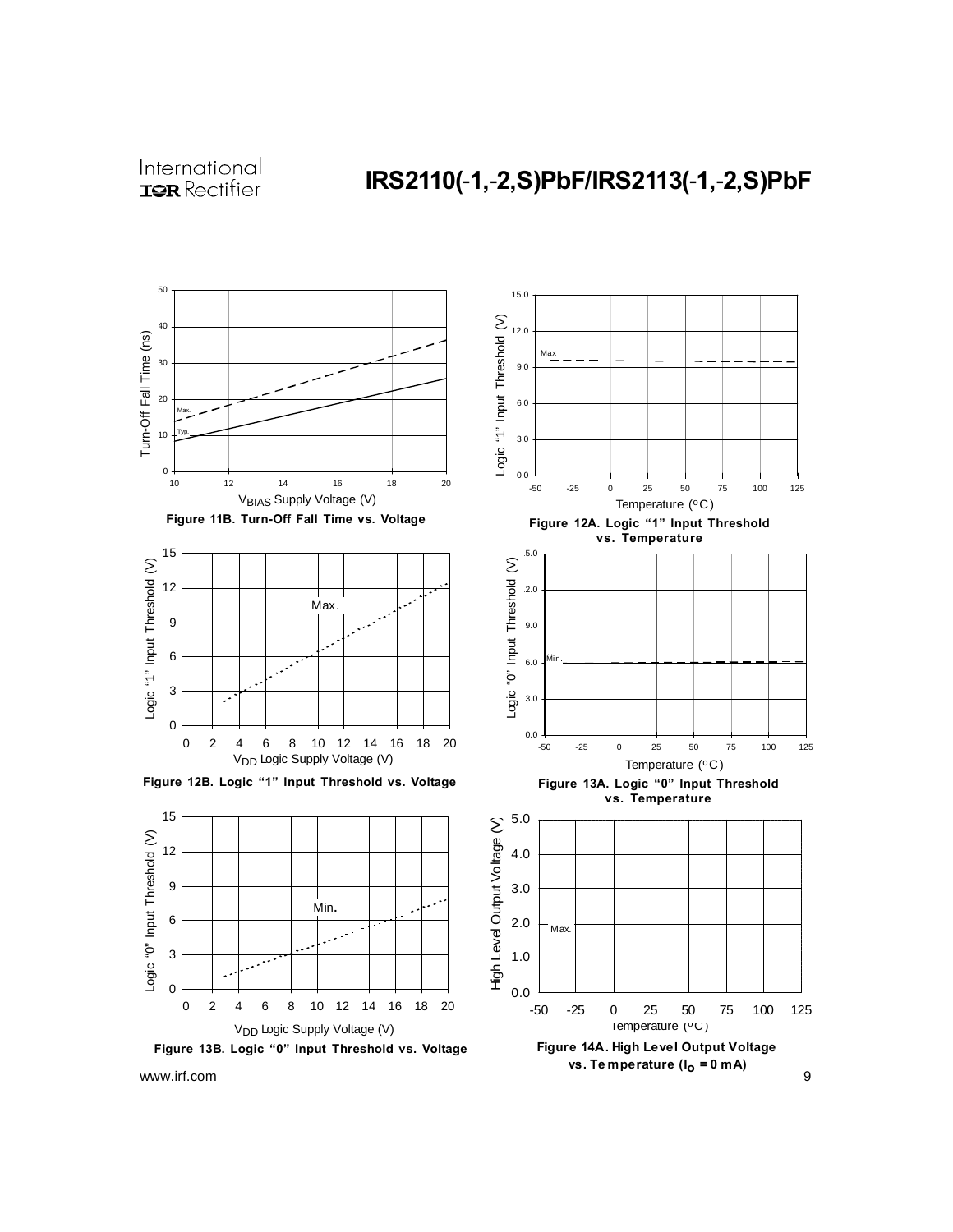Figure 11B. Turn-Off Fall Time vs. Voltage

Figure 12A. Logic "1" Input Threshold vs. Temperature

Figure 12B. Logic "1" Input Threshold vs. Voltage

Figure 13A. Logic "0" Input Threshold vs. Temperature

Figure 13B. Logic "0" Input Threshold vs. Voltage

Figure 14A. High Level Output Voltage vs. Temperature ($I_O$ = 0 mA)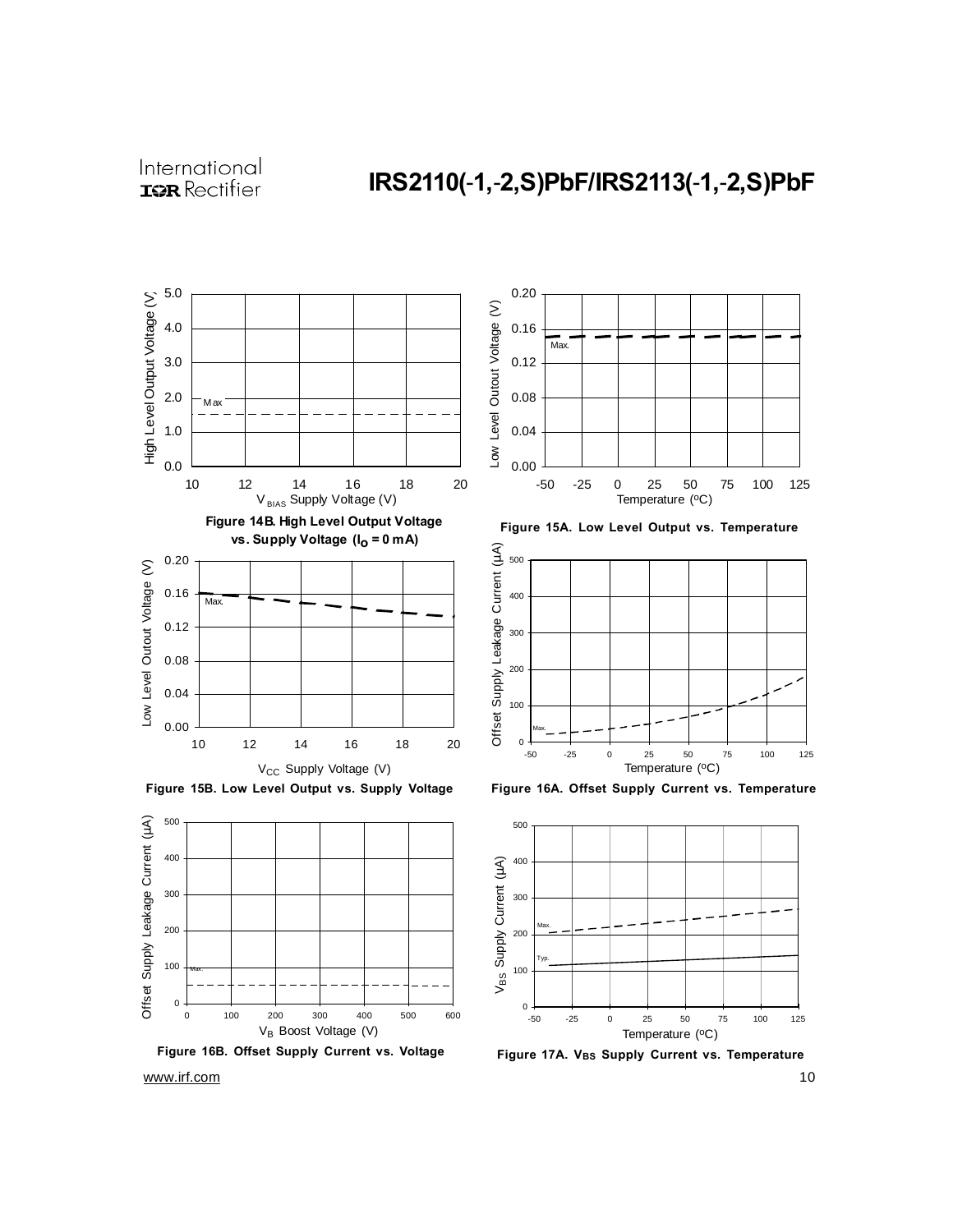**Figure 14B. High Level Output Voltage vs. Supply Voltage ($I_O$ = 0 mA)**

**Figure 15A. Low Level Output vs. Temperature**

**Figure 15B. Low Level Output vs. Supply Voltage**

**Figure 16A. Offset Supply Current vs. Temperature**

**Figure 16B. Offset Supply Current vs. Voltage**

**Figure 17A. $V_{BS}$ Supply Current vs. Temperature**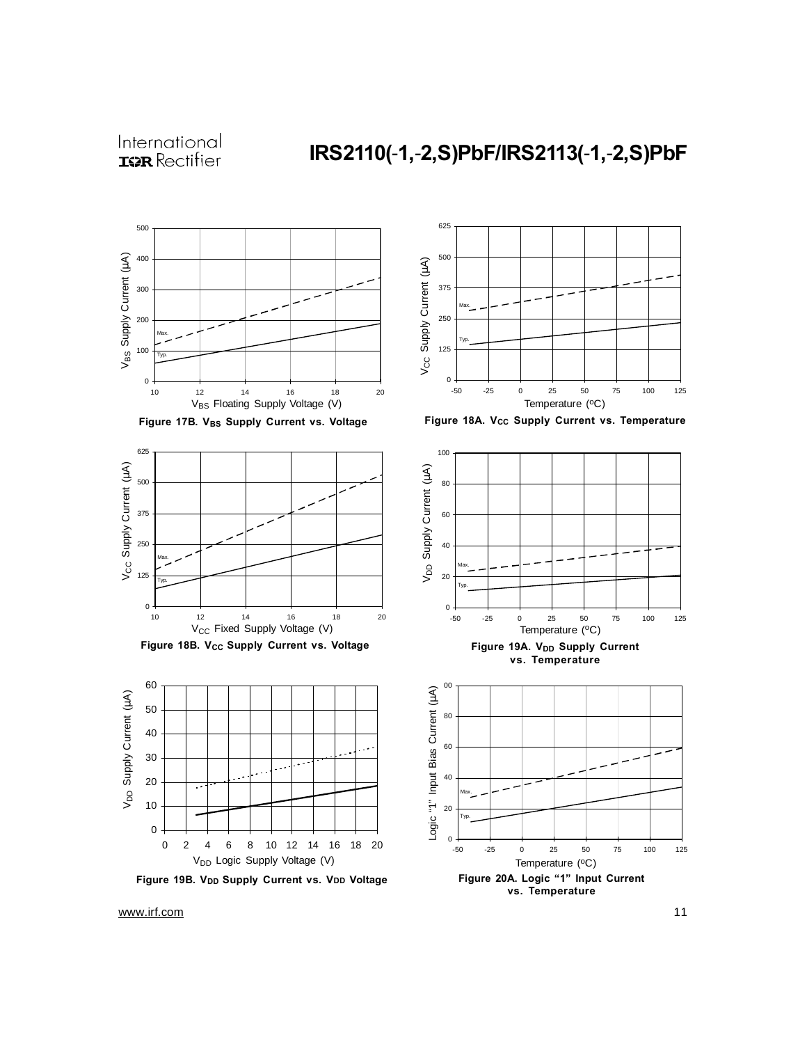Figure 17B. $V_{BS}$ Supply Current vs. Voltage

Figure 18A. $V_{CC}$ Supply Current vs. Temperature

Figure 18B. $V_{CC}$ Supply Current vs. Voltage

Figure 19A. $V_{DD}$ Supply Current vs. Temperature

Figure 19B. $V_{DD}$ Supply Current vs. $V_{DD}$ Voltage

Figure 20A. Logic "1" Input Current vs. Temperature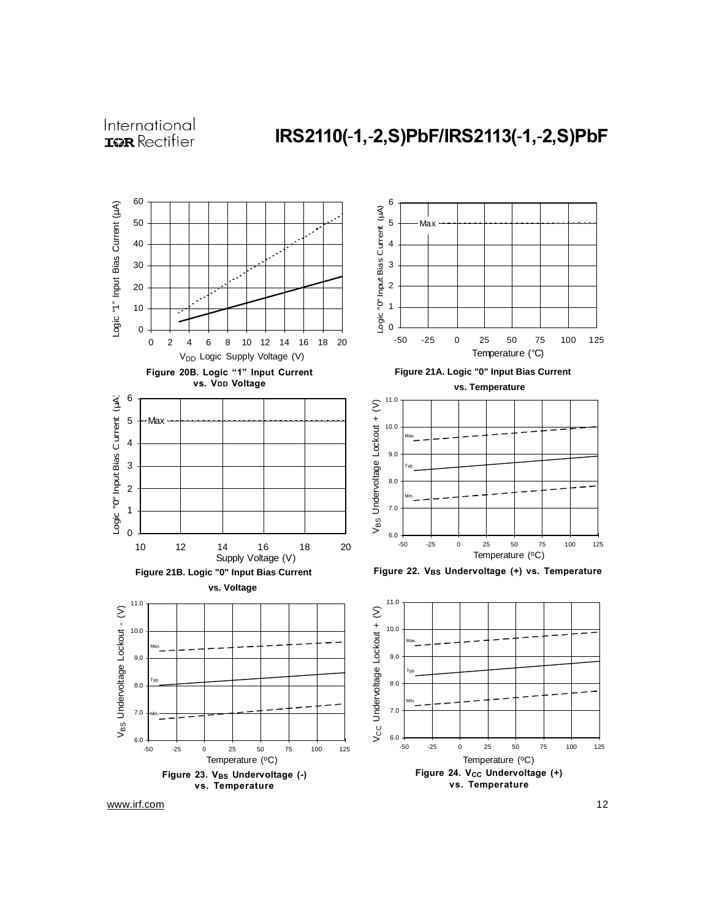Figure 20B. Logic "1" Input Current vs. $V_{DD}$ Voltage

Figure 21A. Logic "0" Input Bias Current vs. Temperature

Figure 21B. Logic "0" Input Bias Current vs. Voltage

Figure 22. $V_{BS}$ Undervoltage (+) vs. Temperature

Figure 23. $V_{BS}$ Undervoltage (-) vs. Temperature

Figure 24. $V_{CC}$ Undervoltage (+) vs. Temperature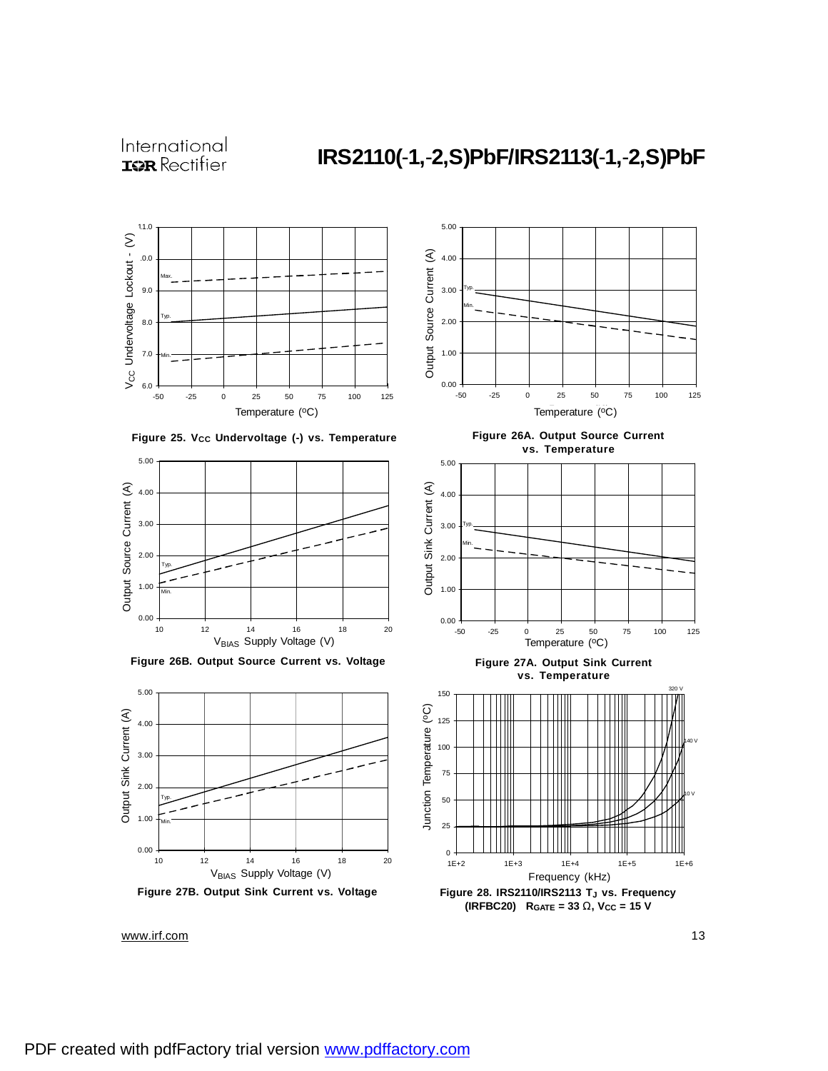Figure 25. $V_{CC}$ Undervoltage (-) vs. Temperature

Figure 26A. Output Source Current vs. Temperature

Figure 26B. Output Source Current vs. Voltage

Figure 27A. Output Sink Current vs. Temperature

Figure 27B. Output Sink Current vs. Voltage

Figure 28. IRS2110/IRS2113 $T_J$ vs. Frequency (IRFBC20) $R_{GATE}$ = 33 Ω, $V_{CC}$ = 15 V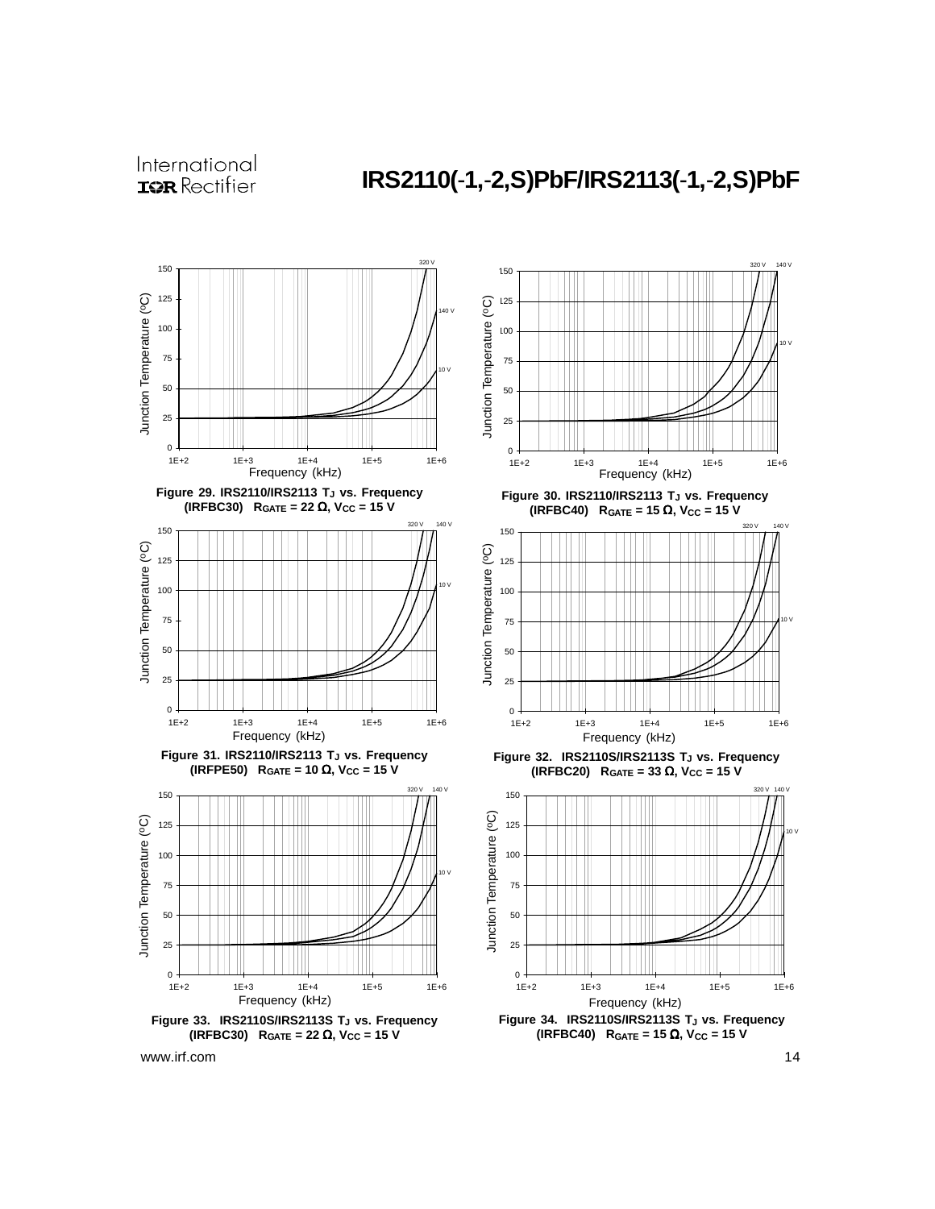Figure 29. IRS2110/IRS2113 $T_J$ vs. Frequency (IRFBC30) $R_{GATE}$ = 22 Ω, $V_{CC}$ = 15 V

Figure 30. IRS2110/IRS2113 $T_J$ vs. Frequency (IRFBC40) $R_{GATE}$ = 15 Ω, $V_{CC}$ = 15 V

Figure 31. IRS2110/IRS2113 $T_J$ vs. Frequency (IRFPE50) $R_{GATE}$ = 10 Ω, $V_{CC}$ = 15 V

Figure 32. IRS2110S/IRS2113S $T_J$ vs. Frequency (IRFBC20) $R_{GATE}$ = 33 Ω, $V_{CC}$ = 15 V

Figure 33. IRS2110S/IRS2113S $T_J$ vs. Frequency (IRFBC30) $R_{GATE}$ = 22 Ω, $V_{CC}$ = 15 V

Figure 34. IRS2110S/IRS2113S $T_J$ vs. Frequency (IRFBC40) $R_{GATE}$ = 15 Ω, $V_{CC}$ = 15 V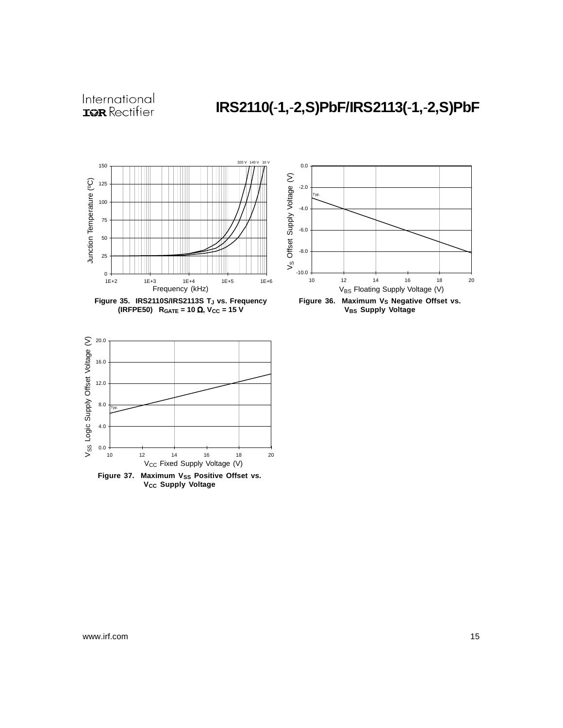Figure 35. IRS2110S/IRS2113S $T_J$ vs. Frequency (IRFPE50) $R_{GATE} = 10\ \Omega$, $V_{CC} = 15\ V$

Figure 36. Maximum $V_S$ Negative Offset vs. $V_{BS}$ Supply Voltage

Figure 37. Maximum $V_{SS}$ Positive Offset vs. $V_{CC}$ Supply Voltage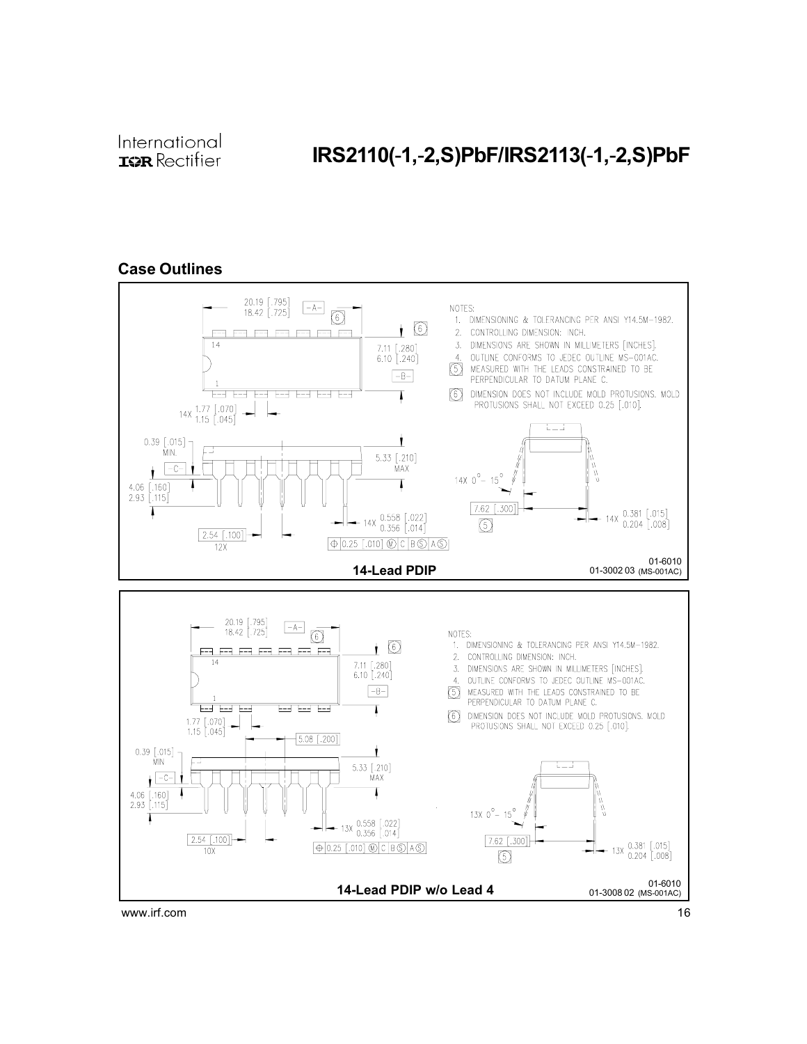## Case Outlines

NOTES:

1. DIMENSIONING & TOLERANCING PER ANSI Y14.5M-1982.
2. CONTROLLING DIMENSION: INCH.
3. DIMENSIONS ARE SHOWN IN MILLIMETERS [INCHES].
4. OUTLINE CONFORMS TO JEDEC OUTLINE MS-001AC.
5. MEASURED WITH THE LEADS CONSTRAINED TO BE PERPENDICULAR TO DATUM PLANE C.
6. DIMENSION DOES NOT INCLUDE MOLD PROTUSIONS. MOLD PROTUSIONS SHALL NOT EXCEED 0.25 [.010].

20.19 [.795]
18.42 [.725]

7.11 [.280]
6.10 [.240]

14X 1.77 [.070]
1.15 [.045]

0.39 [.015] MIN.

5.33 [.210] MAX

4.06 [.160]
2.93 [.115]

14X 0.558 [.022]
0.356 [.014]

2.54 [.100] 12X

0.25 [.010] M C B S A S

14X 0° - 15°

7.62 [.300]

14X 0.381 [.015]
0.204 [.008]

**14-Lead PDIP**

01-6010
01-3002 03 (MS-001AC)

NOTES:

1. DIMENSIONING & TOLERANCING PER ANSI Y14.5M-1982.
2. CONTROLLING DIMENSION: INCH.
3. DIMENSIONS ARE SHOWN IN MILLIMETERS [INCHES].
4. OUTLINE CONFORMS TO JEDEC OUTLINE MS-001AC.
5. MEASURED WITH THE LEADS CONSTRAINED TO BE PERPENDICULAR TO DATUM PLANE C.
6. DIMENSION DOES NOT INCLUDE MOLD PROTUSIONS. MOLD PROTUSIONS SHALL NOT EXCEED 0.25 [.010].

20.19 [.795]
18.42 [.725]

7.11 [.280]
6.10 [.240]

1.77 [.070]
1.15 [.045]

5.08 [.200]

0.39 [.015] MIN

5.33 [.210] MAX

4.06 [.160]
2.93 [.115]

13X 0.558 [.022]
0.356 [.014]

2.54 [.100] 10X

0.25 [.010] M C B S A S

13X 0° - 15°

7.62 [.300]

13X 0.381 [.015]
0.204 [.008]

**14-Lead PDIP w/o Lead 4**

01-6010
01-3008 02 (MS-001AC)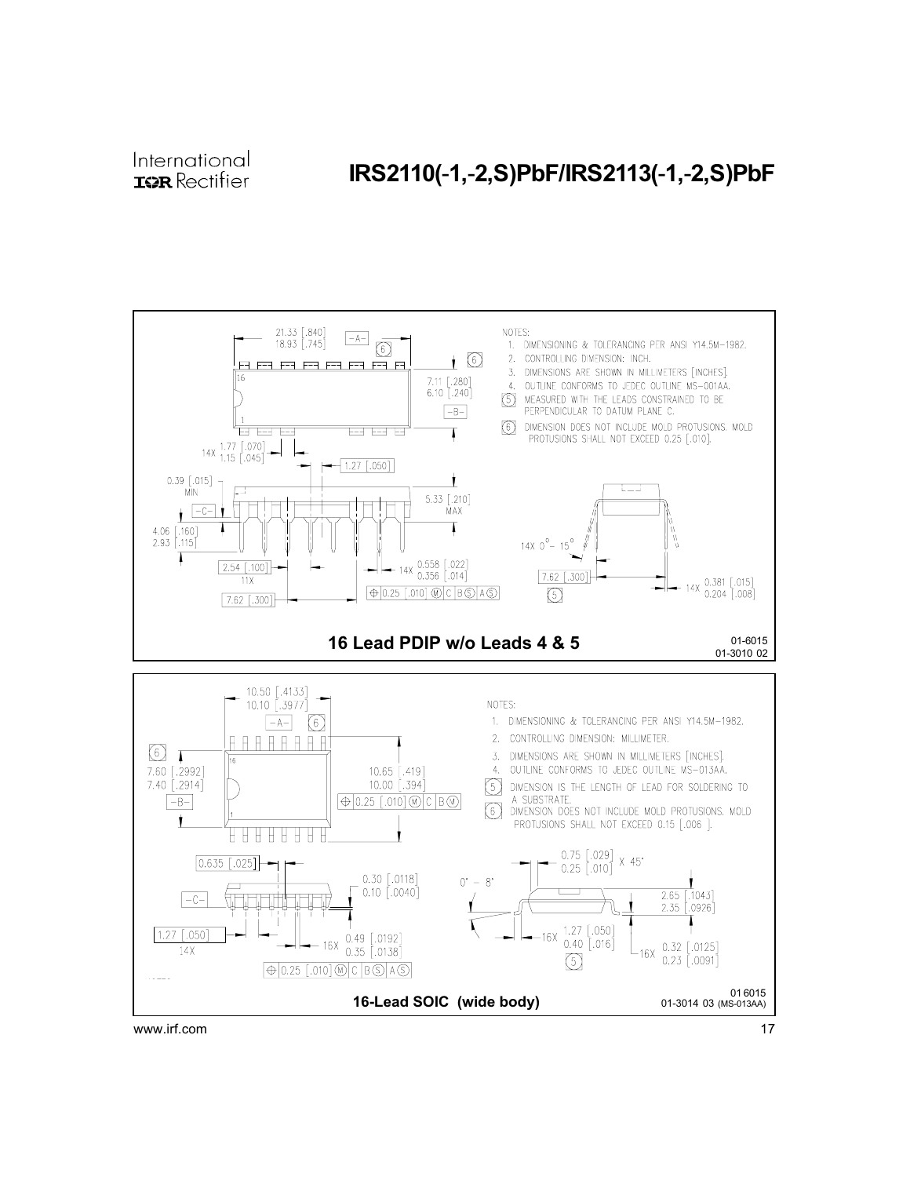NOTES:

1. DIMENSIONING & TOLERANCING PER ANSI Y14.5M-1982.
2. CONTROLLING DIMENSION: INCH.
3. DIMENSIONS ARE SHOWN IN MILLIMETERS [INCHES].
4. OUTLINE CONFORMS TO JEDEC OUTLINE MS-001AA.
5. MEASURED WITH THE LEADS CONSTRAINED TO BE PERPENDICULAR TO DATUM PLANE C.
6. DIMENSION DOES NOT INCLUDE MOLD PROTUSIONS. MOLD PROTUSIONS SHALL NOT EXCEED 0.25 [.010].

**16 Lead PDIP w/o Leads 4 & 5**

01-6015
01-3010 02

NOTES:

1. DIMENSIONING & TOLERANCING PER ANSI Y14.5M-1982.
2. CONTROLLING DIMENSION: MILLIMETER.
3. DIMENSIONS ARE SHOWN IN MILLIMETERS [INCHES].
4. OUTLINE CONFORMS TO JEDEC OUTLINE MS-013AA.
5. DIMENSION IS THE LENGTH OF LEAD FOR SOLDERING TO A SUBSTRATE.
6. DIMENSION DOES NOT INCLUDE MOLD PROTUSIONS. MOLD PROTUSIONS SHALL NOT EXCEED 0.15 [.006 ].

**16-Lead SOIC (wide body)**

01 6015
01-3014 03 (MS-013AA)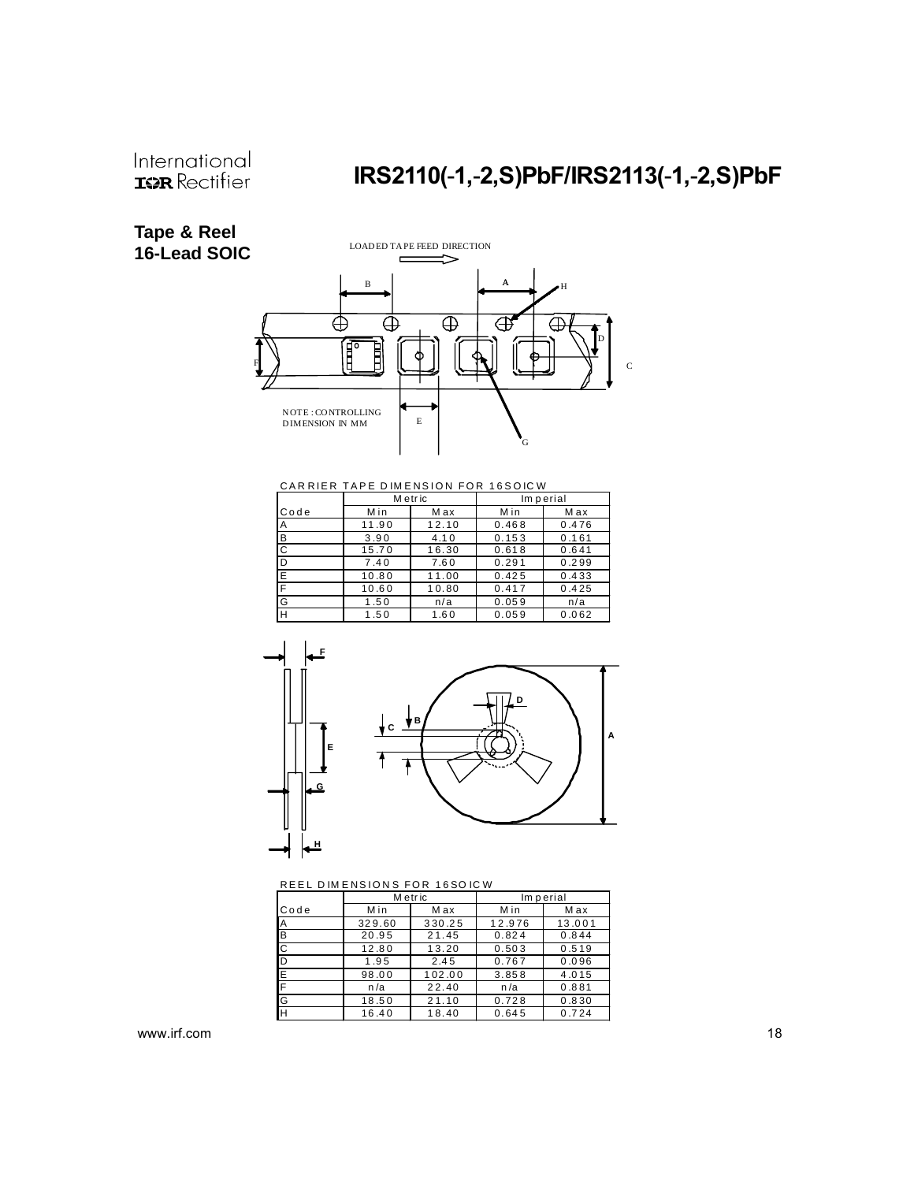## Tape & Reel 16-Lead SOIC

LOADED TAPE FEED DIRECTION

NOTE : CONTROLLING DIMENSION IN MM

CARRIER TAPE DIMENSION FOR 16SOICW

| | Metric | | Imperial | |
|---|---|---|---|---|
| Code | Min | Max | Min | Max |
| A | 11.90 | 12.10 | 0.468 | 0.476 |
| B | 3.90 | 4.10 | 0.153 | 0.161 |
| C | 15.70 | 16.30 | 0.618 | 0.641 |
| D | 7.40 | 7.60 | 0.291 | 0.299 |
| E | 10.80 | 11.00 | 0.425 | 0.433 |
| F | 10.60 | 10.80 | 0.417 | 0.425 |
| G | 1.50 | n/a | 0.059 | n/a |
| H | 1.50 | 1.60 | 0.059 | 0.062 |

REEL DIMENSIONS FOR 16SOICW

| | Metric | | Imperial | |
|---|---|---|---|---|
| Code | Min | Max | Min | Max |
| A | 329.60 | 330.25 | 12.976 | 13.001 |
| B | 20.95 | 21.45 | 0.824 | 0.844 |
| C | 12.80 | 13.20 | 0.503 | 0.519 |
| D | 1.95 | 2.45 | 0.767 | 0.096 |
| E | 98.00 | 102.00 | 3.858 | 4.015 |
| F | n/a | 22.40 | n/a | 0.881 |
| G | 18.50 | 21.10 | 0.728 | 0.830 |
| H | 16.40 | 18.40 | 0.645 | 0.724 |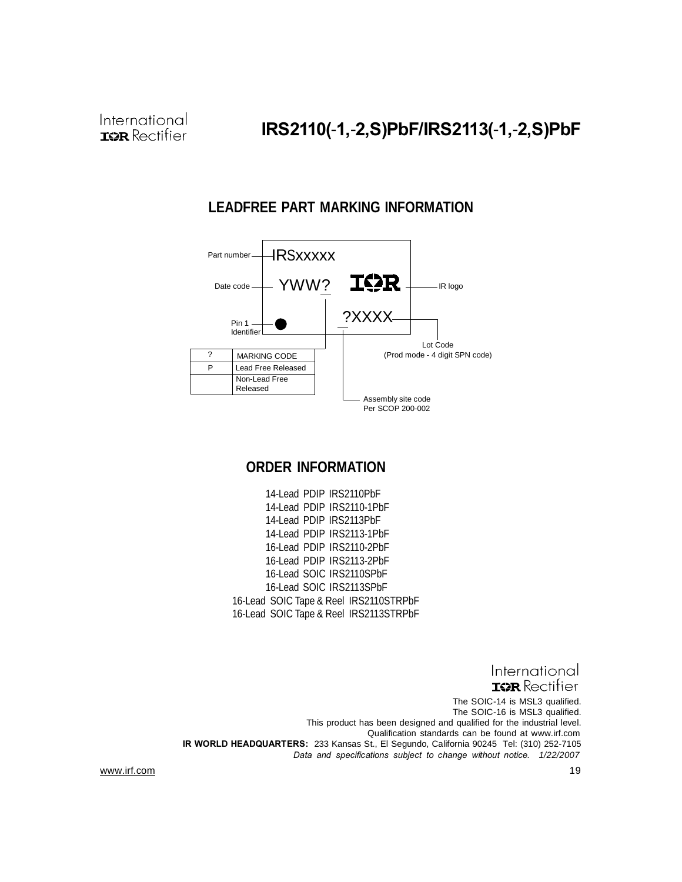## LEADFREE PART MARKING INFORMATION

Part number
IRSxxxxx

Date code
YWW?

IR logo

Pin 1 Identifier

?XXXX

Lot Code
(Prod mode - 4 digit SPN code)

Assembly site code
Per SCOP 200-002

| ? | MARKING CODE |
|---|---|
| P | Lead Free Released |
| | Non-Lead Free Released |

## ORDER INFORMATION

14-Lead PDIP IRS2110PbF
14-Lead PDIP IRS2110-1PbF
14-Lead PDIP IRS2113PbF
14-Lead PDIP IRS2113-1PbF
16-Lead PDIP IRS2110-2PbF
16-Lead PDIP IRS2113-2PbF
16-Lead SOIC IRS2110SPbF
16-Lead SOIC IRS2113SPbF
16-Lead SOIC Tape & Reel IRS2110STRPbF
16-Lead SOIC Tape & Reel IRS2113STRPbF

International Rectifier

The SOIC-14 is MSL3 qualified.
The SOIC-16 is MSL3 qualified.
This product has been designed and qualified for the industrial level.
Qualification standards can be found at www.irf.com
**IR WORLD HEADQUARTERS:** 233 Kansas St., El Segundo, California 90245 Tel: (310) 252-7105
*Data and specifications subject to change without notice. 1/22/2007*